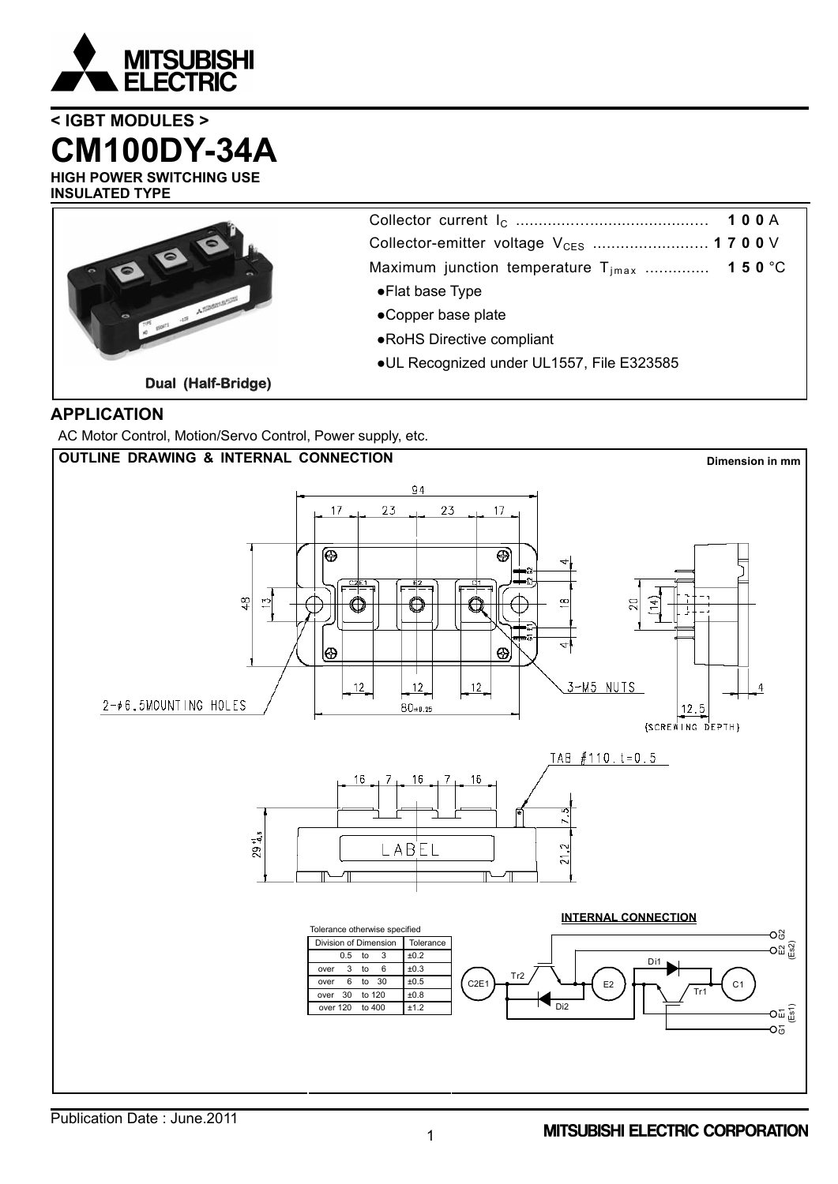**< IGBT MODULES >**

# CM100DY-34A

**HIGH POWER SWITCHING USE**
**INSULATED TYPE**

Collector current $I_C$ .......................................... **100** A
Collector-emitter voltage $V_{CES}$ ......................... **1700** V
Maximum junction temperature $T_{jmax}$ .............. **150** °C

- Flat base Type
- Copper base plate
- RoHS Directive compliant
- UL Recognized under UL1557, File E323585

**Dual (Half-Bridge)**

## APPLICATION

AC Motor Control, Motion/Servo Control, Power supply, etc.

## OUTLINE DRAWING & INTERNAL CONNECTION

Dimension in mm

Tolerance otherwise specified

| Division of Dimension | Tolerance |
|---|---|
| 0.5 to 3 | ±0.2 |
| over 3 to 6 | ±0.3 |
| over 6 to 30 | ±0.5 |
| over 30 to 120 | ±0.8 |
| over 120 to 400 | ±1.2 |

**INTERNAL CONNECTION**

Publication Date : June.2011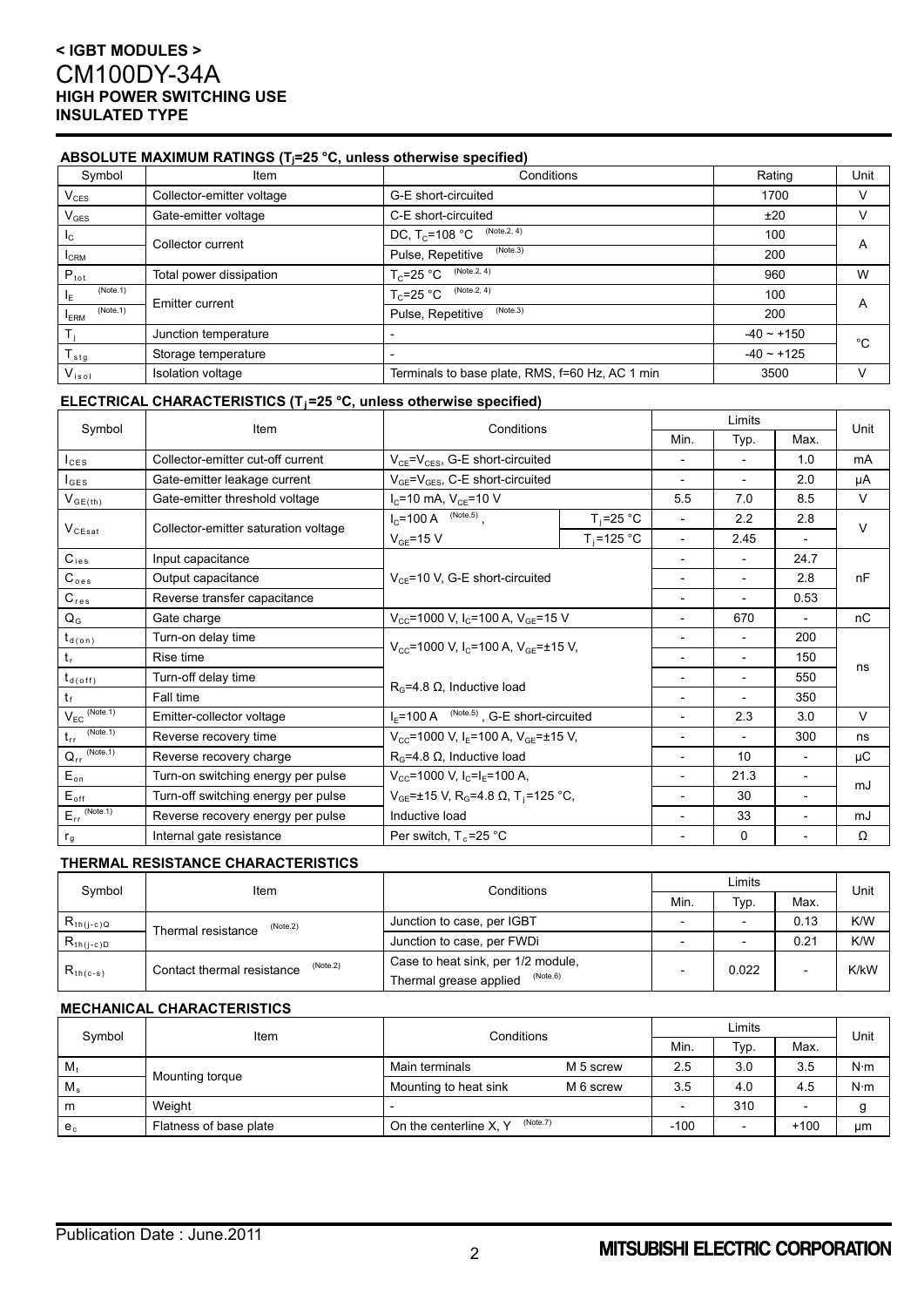**< IGBT MODULES >**

# CM100DY-34A

**HIGH POWER SWITCHING USE**
**INSULATED TYPE**

### ABSOLUTE MAXIMUM RATINGS ($T_j$=25 °C, unless otherwise specified)

| Symbol | Item | Conditions | Rating | Unit |
|---|---|---|---|---|
| $V_{CES}$ | Collector-emitter voltage | G-E short-circuited | 1700 | V |
| $V_{GES}$ | Gate-emitter voltage | C-E short-circuited | ±20 | V |
| $I_C$ | Collector current | DC, $T_C$=108 °C (Note.2, 4) | 100 | A |
| $I_{CRM}$ | | Pulse, Repetitive (Note.3) | 200 | |
| $P_{tot}$ | Total power dissipation | $T_C$=25 °C (Note.2, 4) | 960 | W |
| $I_E$ (Note.1) | Emitter current | $T_C$=25 °C (Note.2, 4) | 100 | A |
| $I_{ERM}$ (Note.1) | | Pulse, Repetitive (Note.3) | 200 | |
| $T_j$ | Junction temperature | - | -40 ~ +150 | °C |
| $T_{stg}$ | Storage temperature | - | -40 ~ +125 | |
| $V_{isol}$ | Isolation voltage | Terminals to base plate, RMS, f=60 Hz, AC 1 min | 3500 | V |

### ELECTRICAL CHARACTERISTICS ($T_j$=25 °C, unless otherwise specified)

| Symbol | Item | Conditions | | Limits Min. | Limits Typ. | Limits Max. | Unit |
|---|---|---|---|---|---|---|---|
| $I_{CES}$ | Collector-emitter cut-off current | $V_{CE}$=$V_{CES}$, G-E short-circuited | | - | - | 1.0 | mA |
| $I_{GES}$ | Gate-emitter leakage current | $V_{GE}$=$V_{GES}$, C-E short-circuited | | - | - | 2.0 | μA |
| $V_{GE(th)}$ | Gate-emitter threshold voltage | $I_C$=10 mA, $V_{CE}$=10 V | | 5.5 | 7.0 | 8.5 | V |
| $V_{CEsat}$ | Collector-emitter saturation voltage | $I_C$=100 A (Note.5), $V_{GE}$=15 V | $T_j$=25 °C | - | 2.2 | 2.8 | V |
| | | | $T_j$=125 °C | - | 2.45 | - | |
| $C_{ies}$ | Input capacitance | $V_{CE}$=10 V, G-E short-circuited | | - | - | 24.7 | nF |
| $C_{oes}$ | Output capacitance | | | - | - | 2.8 | |
| $C_{res}$ | Reverse transfer capacitance | | | - | - | 0.53 | |
| $Q_G$ | Gate charge | $V_{CC}$=1000 V, $I_C$=100 A, $V_{GE}$=15 V | | - | 670 | - | nC |
| $t_{d(on)}$ | Turn-on delay time | $V_{CC}$=1000 V, $I_C$=100 A, $V_{GE}$=±15 V, $R_G$=4.8 Ω, Inductive load | | - | - | 200 | ns |
| $t_r$ | Rise time | | | - | - | 150 | |
| $t_{d(off)}$ | Turn-off delay time | | | - | - | 550 | |
| $t_f$ | Fall time | | | - | - | 350 | |
| $V_{EC}$ (Note.1) | Emitter-collector voltage | $I_E$=100 A (Note.5), G-E short-circuited | | - | 2.3 | 3.0 | V |
| $t_{rr}$ (Note.1) | Reverse recovery time | $V_{CC}$=1000 V, $I_E$=100 A, $V_{GE}$=±15 V, | | - | - | 300 | ns |
| $Q_{rr}$ (Note.1) | Reverse recovery charge | $R_G$=4.8 Ω, Inductive load | | - | 10 | - | μC |
| $E_{on}$ | Turn-on switching energy per pulse | $V_{CC}$=1000 V, $I_C$=$I_E$=100 A, $V_{GE}$=±15 V, $R_G$=4.8 Ω, $T_j$=125 °C, Inductive load | | - | 21.3 | - | mJ |
| $E_{off}$ | Turn-off switching energy per pulse | | | - | 30 | - | |
| $E_{rr}$ (Note.1) | Reverse recovery energy per pulse | | | - | 33 | - | mJ |
| $r_g$ | Internal gate resistance | Per switch, $T_c$=25 °C | | - | 0 | - | Ω |

### THERMAL RESISTANCE CHARACTERISTICS

| Symbol | Item | Conditions | Limits Min. | Limits Typ. | Limits Max. | Unit |
|---|---|---|---|---|---|---|
| $R_{th(j-c)Q}$ | Thermal resistance (Note.2) | Junction to case, per IGBT | - | - | 0.13 | K/W |
| $R_{th(j-c)D}$ | | Junction to case, per FWDi | - | - | 0.21 | K/W |
| $R_{th(c-s)}$ | Contact thermal resistance (Note.2) | Case to heat sink, per 1/2 module, Thermal grease applied (Note.6) | - | 0.022 | - | K/kW |

### MECHANICAL CHARACTERISTICS

| Symbol | Item | Conditions | | Limits Min. | Limits Typ. | Limits Max. | Unit |
|---|---|---|---|---|---|---|---|
| $M_t$ | Mounting torque | Main terminals | M 5 screw | 2.5 | 3.0 | 3.5 | N·m |
| $M_s$ | | Mounting to heat sink | M 6 screw | 3.5 | 4.0 | 4.5 | N·m |
| m | Weight | - | | - | 310 | - | g |
| $e_c$ | Flatness of base plate | On the centerline X, Y (Note.7) | | -100 | - | +100 | μm |

Publication Date : June.2011

MITSUBISHI ELECTRIC CORPORATION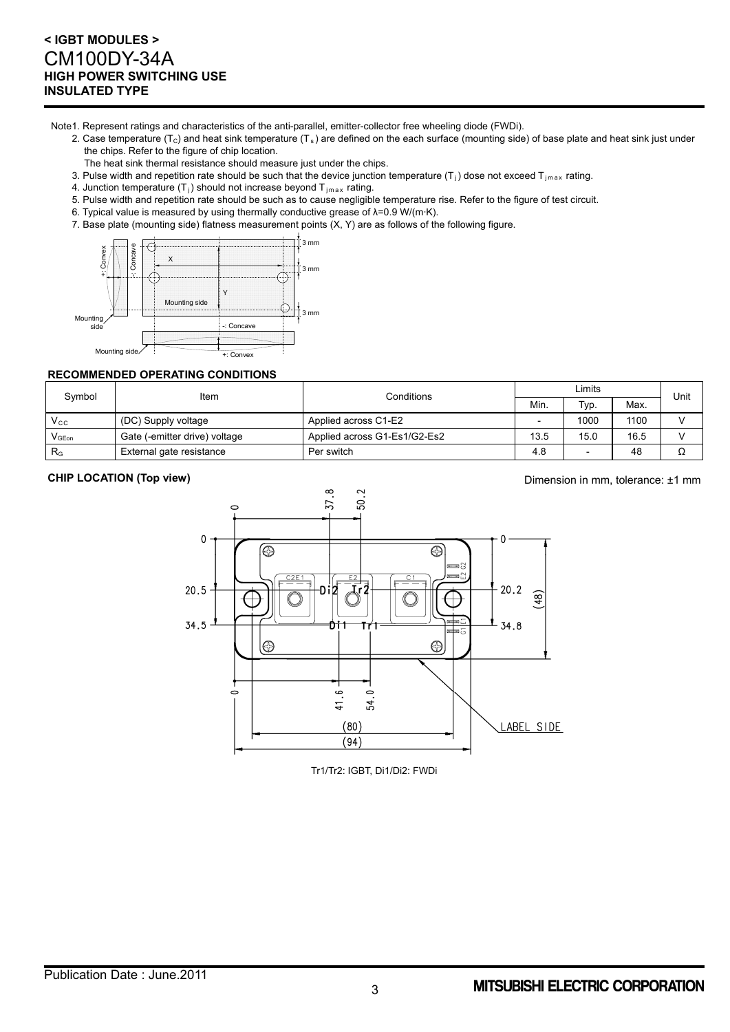Note1. Represent ratings and characteristics of the anti-parallel, emitter-collector free wheeling diode (FWDi).

2. Case temperature ($T_C$) and heat sink temperature ($T_s$) are defined on the each surface (mounting side) of base plate and heat sink just under the chips. Refer to the figure of chip location.
   The heat sink thermal resistance should measure just under the chips.
3. Pulse width and repetition rate should be such that the device junction temperature ($T_j$) dose not exceed $T_{jmax}$ rating.
4. Junction temperature ($T_j$) should not increase beyond $T_{jmax}$ rating.
5. Pulse width and repetition rate should be such as to cause negligible temperature rise. Refer to the figure of test circuit.
6. Typical value is measured by using thermally conductive grease of λ=0.9 W/(m·K).
7. Base plate (mounting side) flatness measurement points (X, Y) are as follows of the following figure.

## RECOMMENDED OPERATING CONDITIONS

| Symbol | Item | Conditions | Limits | | | Unit |
|---|---|---|---|---|---|---|
| | | | Min. | Typ. | Max. | |
| $V_{CC}$ | (DC) Supply voltage | Applied across C1-E2 | - | 1000 | 1100 | V |
| $V_{GEon}$ | Gate (-emitter drive) voltage | Applied across G1-Es1/G2-Es2 | 13.5 | 15.0 | 16.5 | V |
| $R_G$ | External gate resistance | Per switch | 4.8 | - | 48 | Ω |

## CHIP LOCATION (Top view)

Dimension in mm, tolerance: ±1 mm

Tr1/Tr2: IGBT, Di1/Di2: FWDi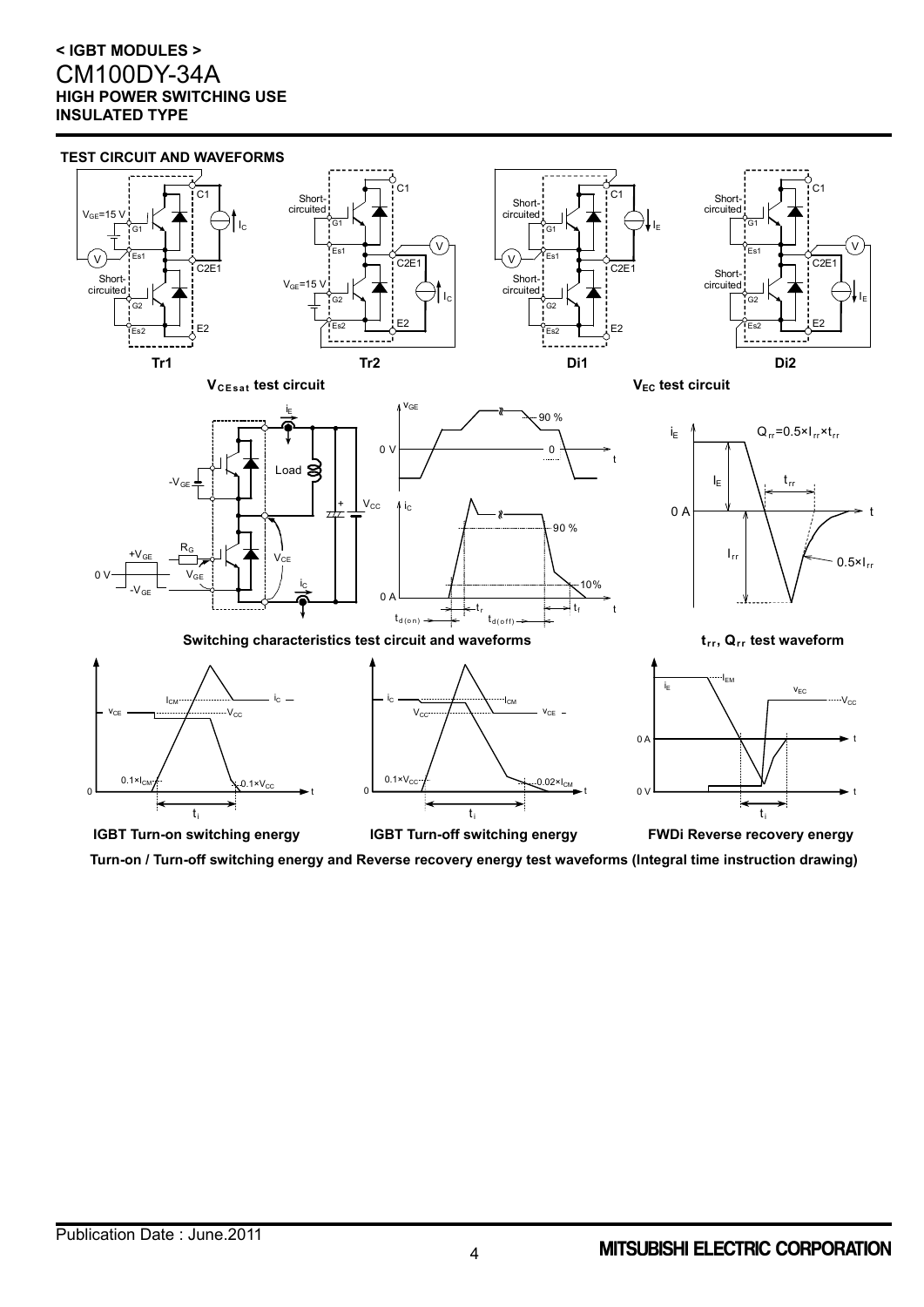## TEST CIRCUIT AND WAVEFORMS

**Tr1** **Tr2** **Di1** **Di2**

**$V_{CEsat}$ test circuit** **$V_{EC}$ test circuit**

**Switching characteristics test circuit and waveforms**

**$t_{rr}$, $Q_{rr}$ test waveform**

$Q_{rr}=0.5 \times I_{rr} \times t_{rr}$

**IGBT Turn-on switching energy** **IGBT Turn-off switching energy** **FWDi Reverse recovery energy**

**Turn-on / Turn-off switching energy and Reverse recovery energy test waveforms (Integral time instruction drawing)**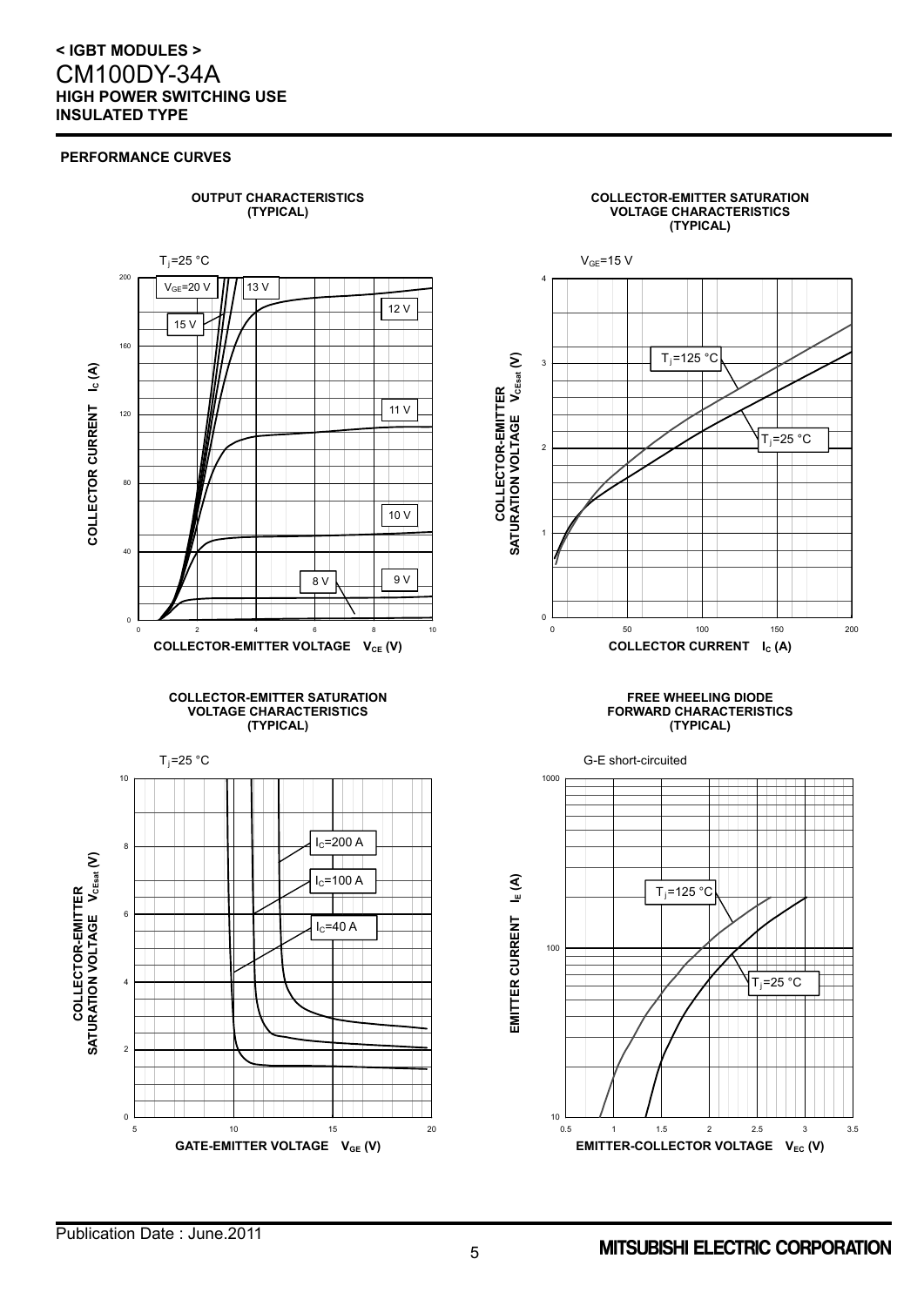## PERFORMANCE CURVES

**OUTPUT CHARACTERISTICS (TYPICAL)**

$T_j$=25 °C

$V_{GE}$=20 V, 13 V, 12 V, 15 V, 11 V, 10 V, 9 V, 8 V

COLLECTOR CURRENT $I_C$ (A)

COLLECTOR-EMITTER VOLTAGE $V_{CE}$ (V)

**COLLECTOR-EMITTER SATURATION VOLTAGE CHARACTERISTICS (TYPICAL)**

$V_{GE}$=15 V

$T_j$=125 °C, $T_j$=25 °C

COLLECTOR-EMITTER SATURATION VOLTAGE $V_{CEsat}$ (V)

COLLECTOR CURRENT $I_C$ (A)

**COLLECTOR-EMITTER SATURATION VOLTAGE CHARACTERISTICS (TYPICAL)**

$T_j$=25 °C

$I_C$=200 A, $I_C$=100 A, $I_C$=40 A

COLLECTOR-EMITTER SATURATION VOLTAGE $V_{CEsat}$ (V)

GATE-EMITTER VOLTAGE $V_{GE}$ (V)

**FREE WHEELING DIODE FORWARD CHARACTERISTICS (TYPICAL)**

G-E short-circuited

$T_j$=125 °C, $T_j$=25 °C

EMITTER CURRENT $I_E$ (A)

EMITTER-COLLECTOR VOLTAGE $V_{EC}$ (V)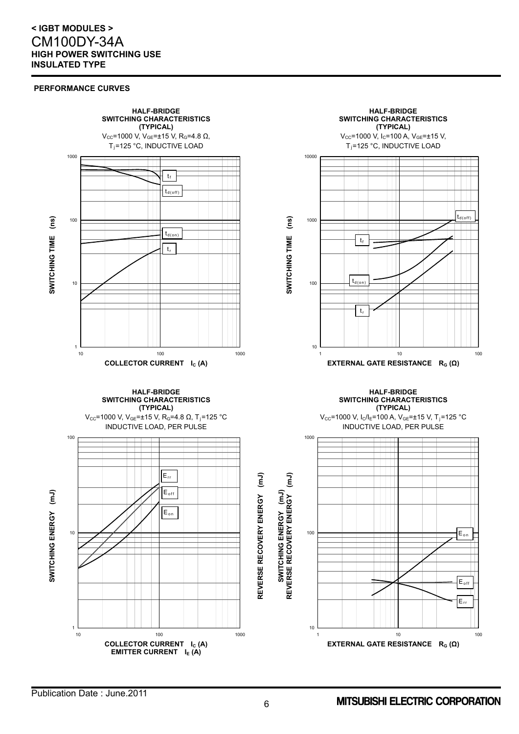## PERFORMANCE CURVES

**HALF-BRIDGE SWITCHING CHARACTERISTICS (TYPICAL)**

$V_{CC}$=1000 V, $V_{GE}$=±15 V, $R_G$=4.8 Ω, $T_j$=125 °C, INDUCTIVE LOAD

SWITCHING TIME (ns) vs. COLLECTOR CURRENT $I_C$ (A)

Curves: $t_f$, $t_{d(off)}$, $t_{d(on)}$, $t_r$

**HALF-BRIDGE SWITCHING CHARACTERISTICS (TYPICAL)**

$V_{CC}$=1000 V, $I_C$=100 A, $V_{GE}$=±15 V, $T_j$=125 °C, INDUCTIVE LOAD

SWITCHING TIME (ns) vs. EXTERNAL GATE RESISTANCE $R_G$ (Ω)

Curves: $t_{d(off)}$, $t_f$, $t_{d(on)}$, $t_r$

**HALF-BRIDGE SWITCHING CHARACTERISTICS (TYPICAL)**

$V_{CC}$=1000 V, $V_{GE}$=±15 V, $R_G$=4.8 Ω, $T_j$=125 °C, INDUCTIVE LOAD, PER PULSE

SWITCHING ENERGY (mJ), REVERSE RECOVERY ENERGY (mJ) vs. COLLECTOR CURRENT $I_C$ (A), EMITTER CURRENT $I_E$ (A)

Curves: $E_{rr}$, $E_{off}$, $E_{on}$

**HALF-BRIDGE SWITCHING CHARACTERISTICS (TYPICAL)**

$V_{CC}$=1000 V, $I_C/I_E$=100 A, $V_{GE}$=±15 V, $T_j$=125 °C, INDUCTIVE LOAD, PER PULSE

SWITCHING ENERGY (mJ), REVERSE RECOVERY ENERGY (mJ) vs. EXTERNAL GATE RESISTANCE $R_G$ (Ω)

Curves: $E_{on}$, $E_{off}$, $E_{rr}$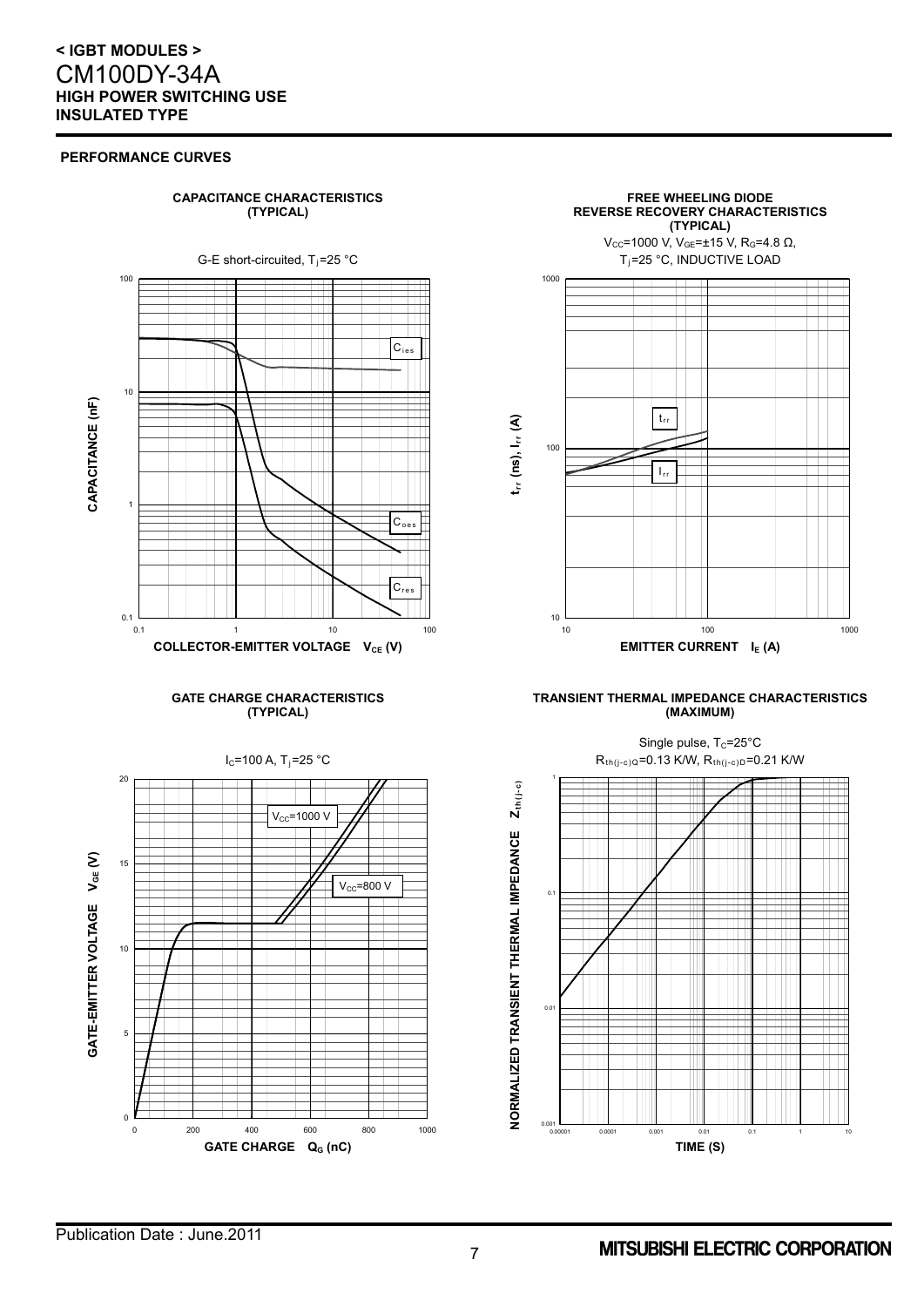## PERFORMANCE CURVES

**CAPACITANCE CHARACTERISTICS (TYPICAL)**

G-E short-circuited, $T_j$=25 °C

CAPACITANCE (nF) vs. COLLECTOR-EMITTER VOLTAGE $V_{CE}$ (V)

$C_{ies}$, $C_{oes}$, $C_{res}$

**FREE WHEELING DIODE REVERSE RECOVERY CHARACTERISTICS (TYPICAL)**

$V_{CC}$=1000 V, $V_{GE}$=±15 V, $R_G$=4.8 Ω, $T_j$=25 °C, INDUCTIVE LOAD

$t_{rr}$ (ns), $I_{rr}$ (A) vs. EMITTER CURRENT $I_E$ (A)

$t_{rr}$, $I_{rr}$

**GATE CHARGE CHARACTERISTICS (TYPICAL)**

$I_C$=100 A, $T_j$=25 °C

GATE-EMITTER VOLTAGE $V_{GE}$ (V) vs. GATE CHARGE $Q_G$ (nC)

$V_{CC}$=1000 V, $V_{CC}$=800 V

**TRANSIENT THERMAL IMPEDANCE CHARACTERISTICS (MAXIMUM)**

Single pulse, $T_C$=25°C

$R_{th(j-c)Q}$=0.13 K/W, $R_{th(j-c)D}$=0.21 K/W

NORMALIZED TRANSIENT THERMAL IMPEDANCE $Z_{th(j-c)}$ vs. TIME (S)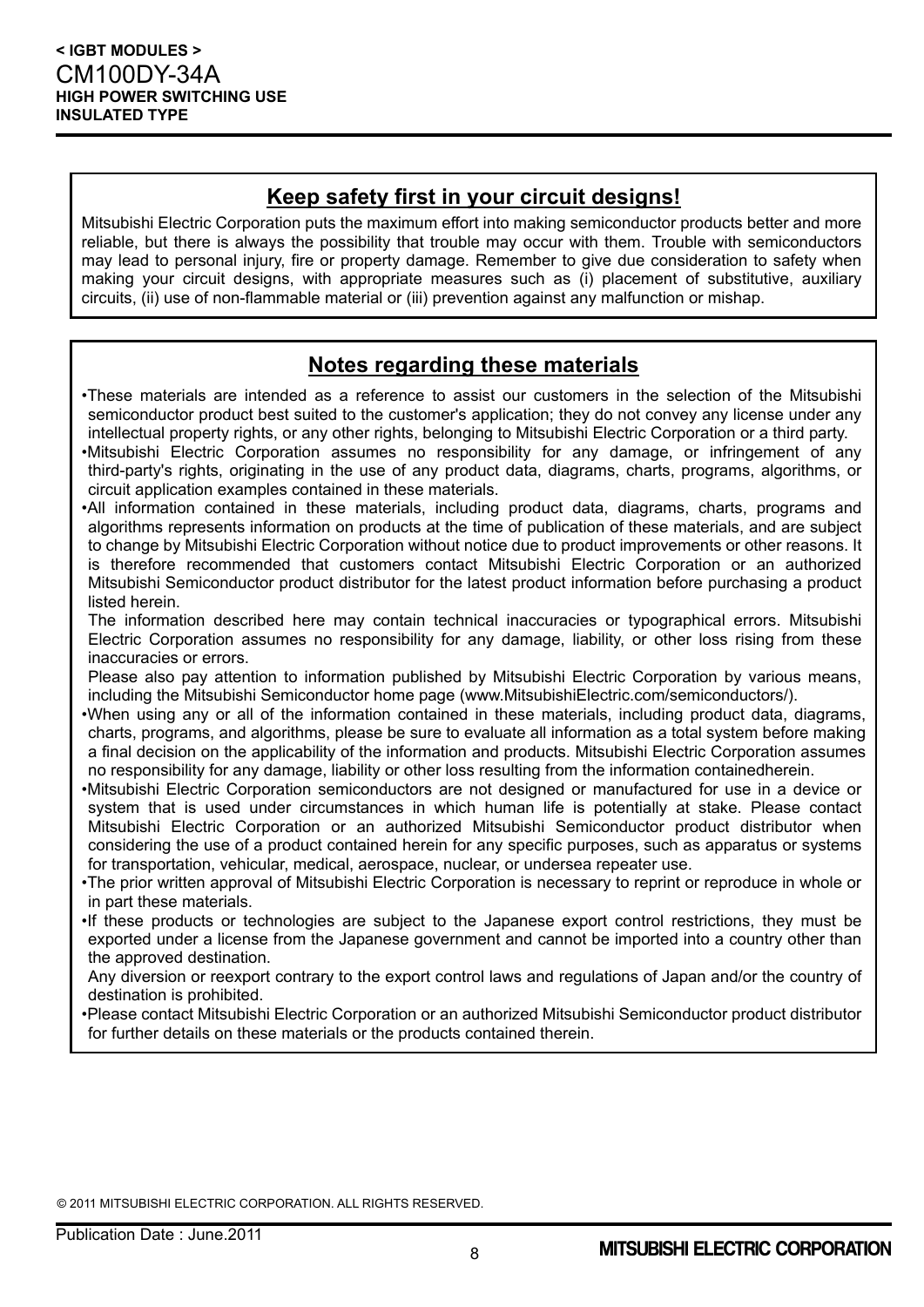## Keep safety first in your circuit designs!

Mitsubishi Electric Corporation puts the maximum effort into making semiconductor products better and more reliable, but there is always the possibility that trouble may occur with them. Trouble with semiconductors may lead to personal injury, fire or property damage. Remember to give due consideration to safety when making your circuit designs, with appropriate measures such as (i) placement of substitutive, auxiliary circuits, (ii) use of non-flammable material or (iii) prevention against any malfunction or mishap.

## Notes regarding these materials

- These materials are intended as a reference to assist our customers in the selection of the Mitsubishi semiconductor product best suited to the customer's application; they do not convey any license under any intellectual property rights, or any other rights, belonging to Mitsubishi Electric Corporation or a third party.
- Mitsubishi Electric Corporation assumes no responsibility for any damage, or infringement of any third-party's rights, originating in the use of any product data, diagrams, charts, programs, algorithms, or circuit application examples contained in these materials.
- All information contained in these materials, including product data, diagrams, charts, programs and algorithms represents information on products at the time of publication of these materials, and are subject to change by Mitsubishi Electric Corporation without notice due to product improvements or other reasons. It is therefore recommended that customers contact Mitsubishi Electric Corporation or an authorized Mitsubishi Semiconductor product distributor for the latest product information before purchasing a product listed herein.
  The information described here may contain technical inaccuracies or typographical errors. Mitsubishi Electric Corporation assumes no responsibility for any damage, liability, or other loss rising from these inaccuracies or errors.
  Please also pay attention to information published by Mitsubishi Electric Corporation by various means, including the Mitsubishi Semiconductor home page (www.MitsubishiElectric.com/semiconductors/).
- When using any or all of the information contained in these materials, including product data, diagrams, charts, programs, and algorithms, please be sure to evaluate all information as a total system before making a final decision on the applicability of the information and products. Mitsubishi Electric Corporation assumes no responsibility for any damage, liability or other loss resulting from the information containedherein.
- Mitsubishi Electric Corporation semiconductors are not designed or manufactured for use in a device or system that is used under circumstances in which human life is potentially at stake. Please contact Mitsubishi Electric Corporation or an authorized Mitsubishi Semiconductor product distributor when considering the use of a product contained herein for any specific purposes, such as apparatus or systems for transportation, vehicular, medical, aerospace, nuclear, or undersea repeater use.
- The prior written approval of Mitsubishi Electric Corporation is necessary to reprint or reproduce in whole or in part these materials.
- If these products or technologies are subject to the Japanese export control restrictions, they must be exported under a license from the Japanese government and cannot be imported into a country other than the approved destination.
  Any diversion or reexport contrary to the export control laws and regulations of Japan and/or the country of destination is prohibited.
- Please contact Mitsubishi Electric Corporation or an authorized Mitsubishi Semiconductor product distributor for further details on these materials or the products contained therein.

© 2011 MITSUBISHI ELECTRIC CORPORATION. ALL RIGHTS RESERVED.